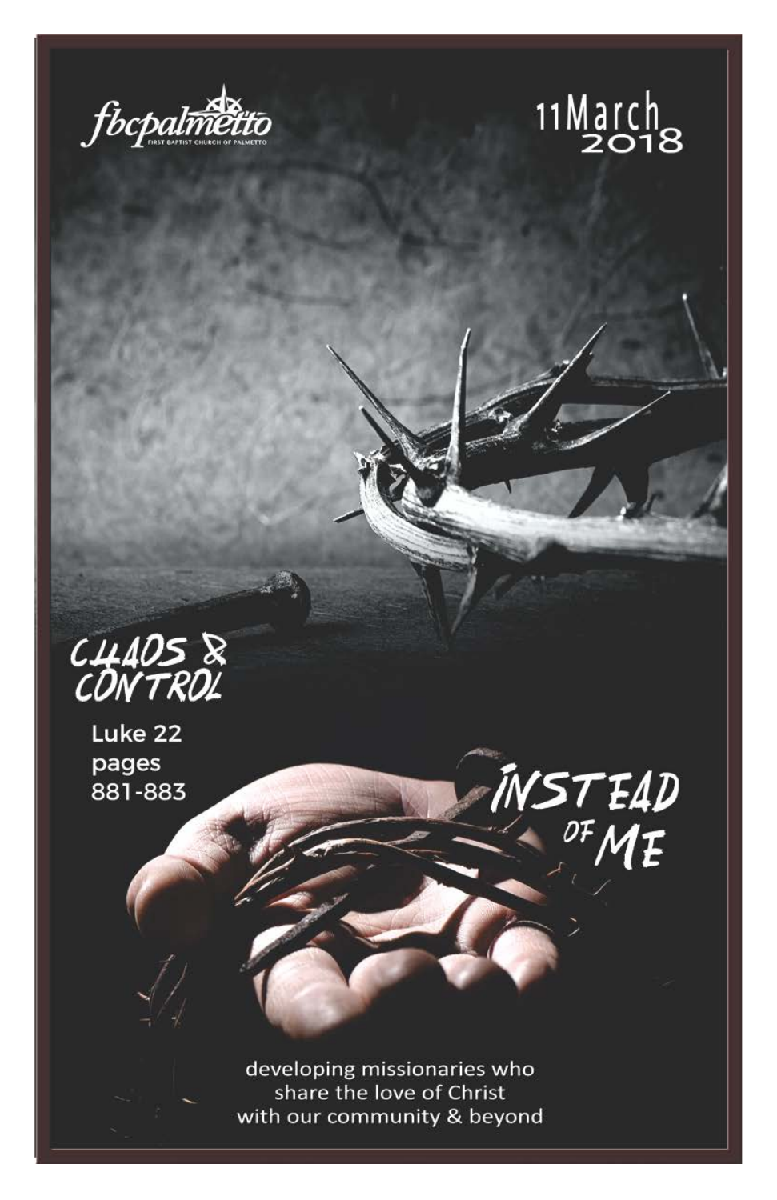fbcpalmetto

FIRST BAPTIST CHURCH OF PALMETTO

11 March 2018

# CHAOS & CONTROL

Luke 22
pages
881-883

# INSTEAD OF ME

developing missionaries who
share the love of Christ
with our community & beyond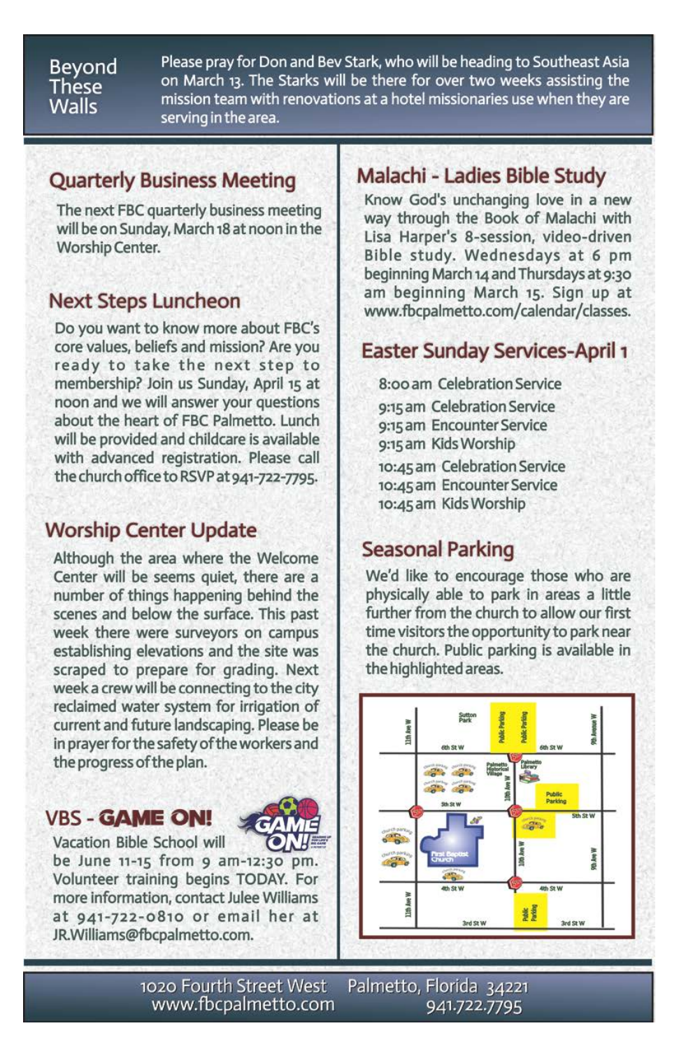## Beyond These Walls

Please pray for Don and Bev Stark, who will be heading to Southeast Asia on March 13. The Starks will be there for over two weeks assisting the mission team with renovations at a hotel missionaries use when they are serving in the area.

## Quarterly Business Meeting

The next FBC quarterly business meeting will be on Sunday, March 18 at noon in the Worship Center.

## Next Steps Luncheon

Do you want to know more about FBC's core values, beliefs and mission? Are you ready to take the next step to membership? Join us Sunday, April 15 at noon and we will answer your questions about the heart of FBC Palmetto. Lunch will be provided and childcare is available with advanced registration. Please call the church office to RSVP at 941-722-7795.

## Worship Center Update

Although the area where the Welcome Center will be seems quiet, there are a number of things happening behind the scenes and below the surface. This past week there were surveyors on campus establishing elevations and the site was scraped to prepare for grading. Next week a crew will be connecting to the city reclaimed water system for irrigation of current and future landscaping. Please be in prayer for the safety of the workers and the progress of the plan.

## VBS - GAME ON!

Vacation Bible School will be June 11-15 from 9 am-12:30 pm. Volunteer training begins TODAY. For more information, contact Julee Williams at 941-722-0810 or email her at JR.Williams@fbcpalmetto.com.

## Malachi - Ladies Bible Study

Know God's unchanging love in a new way through the Book of Malachi with Lisa Harper's 8-session, video-driven Bible study. Wednesdays at 6 pm beginning March 14 and Thursdays at 9:30 am beginning March 15. Sign up at www.fbcpalmetto.com/calendar/classes.

## Easter Sunday Services-April 1

8:00 am Celebration Service

9:15 am Celebration Service
9:15 am Encounter Service
9:15 am Kids Worship

10:45 am Celebration Service
10:45 am Encounter Service
10:45 am Kids Worship

## Seasonal Parking

We'd like to encourage those who are physically able to park in areas a little further from the church to allow our first time visitors the opportunity to park near the church. Public parking is available in the highlighted areas.

1020 Fourth Street West
www.fbcpalmetto.com
Palmetto, Florida 34221
941.722.7795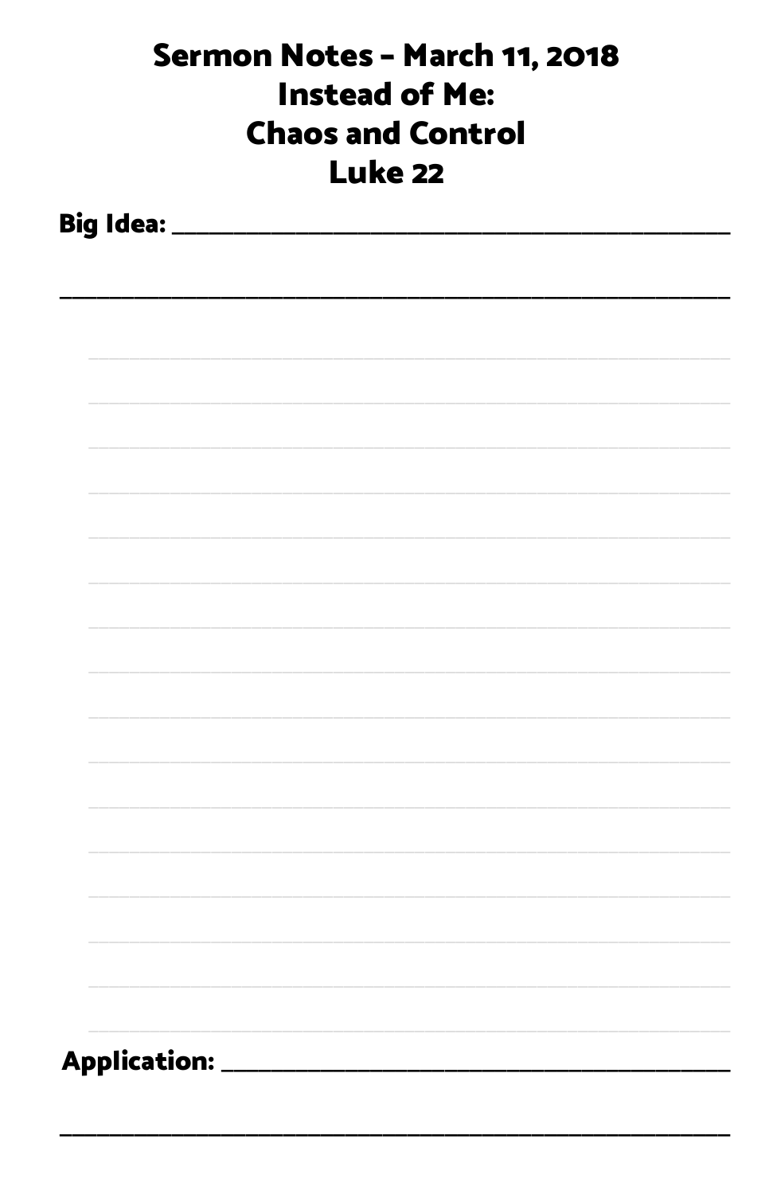# Sermon Notes – March 11, 2018
# Instead of Me:
# Chaos and Control
# Luke 22

**Big Idea:** ______________________________________________

______________________________________________

______________________________________________

______________________________________________

______________________________________________

______________________________________________

______________________________________________

______________________________________________

______________________________________________

______________________________________________

______________________________________________

______________________________________________

______________________________________________

______________________________________________

______________________________________________

______________________________________________

______________________________________________

**Application:** ______________________________________________

______________________________________________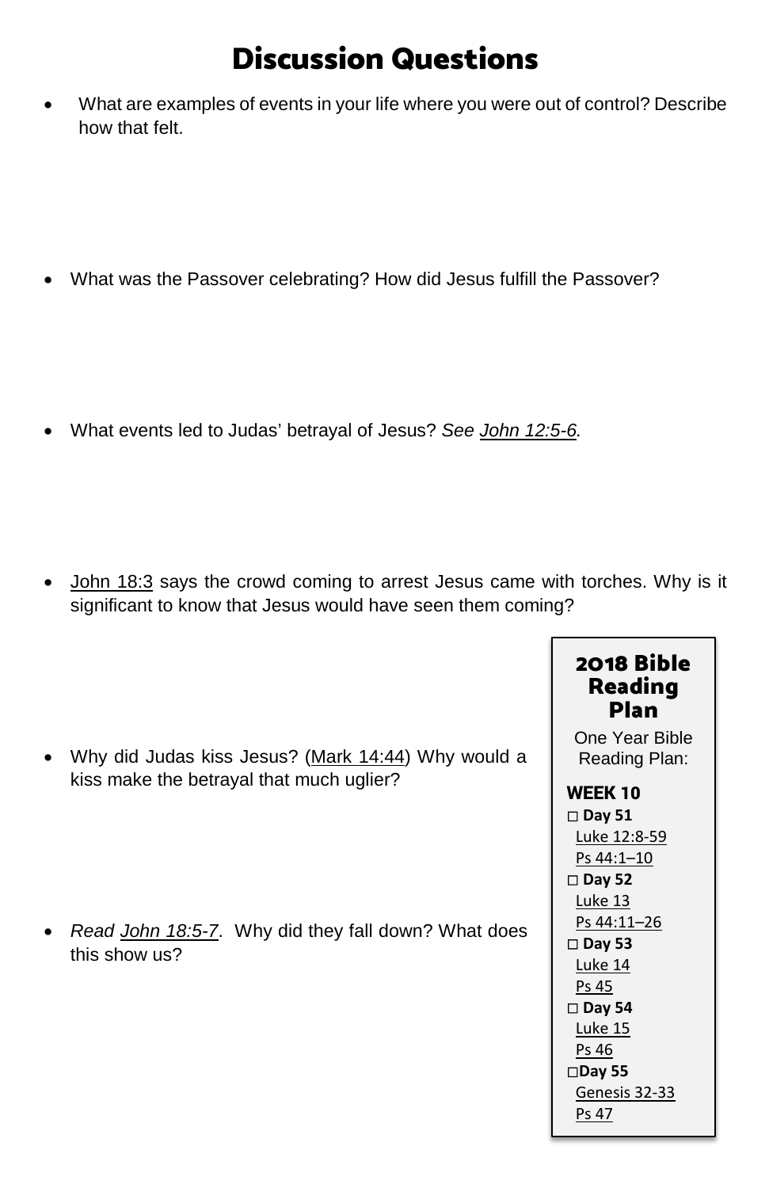# Discussion Questions

- What are examples of events in your life where you were out of control? Describe how that felt.
- What was the Passover celebrating? How did Jesus fulfill the Passover?
- What events led to Judas' betrayal of Jesus? *See John 12:5-6.*
- John 18:3 says the crowd coming to arrest Jesus came with torches. Why is it significant to know that Jesus would have seen them coming?
- Why did Judas kiss Jesus? (Mark 14:44) Why would a kiss make the betrayal that much uglier?
- *Read John 18:5-7*. Why did they fall down? What does this show us?

## 2018 Bible Reading Plan

One Year Bible Reading Plan:

**WEEK 10**

□ **Day 51**
Luke 12:8-59
Ps 44:1–10

□ **Day 52**
Luke 13
Ps 44:11–26

□ **Day 53**
Luke 14
Ps 45

□ **Day 54**
Luke 15
Ps 46

□ **Day 55**
Genesis 32-33
Ps 47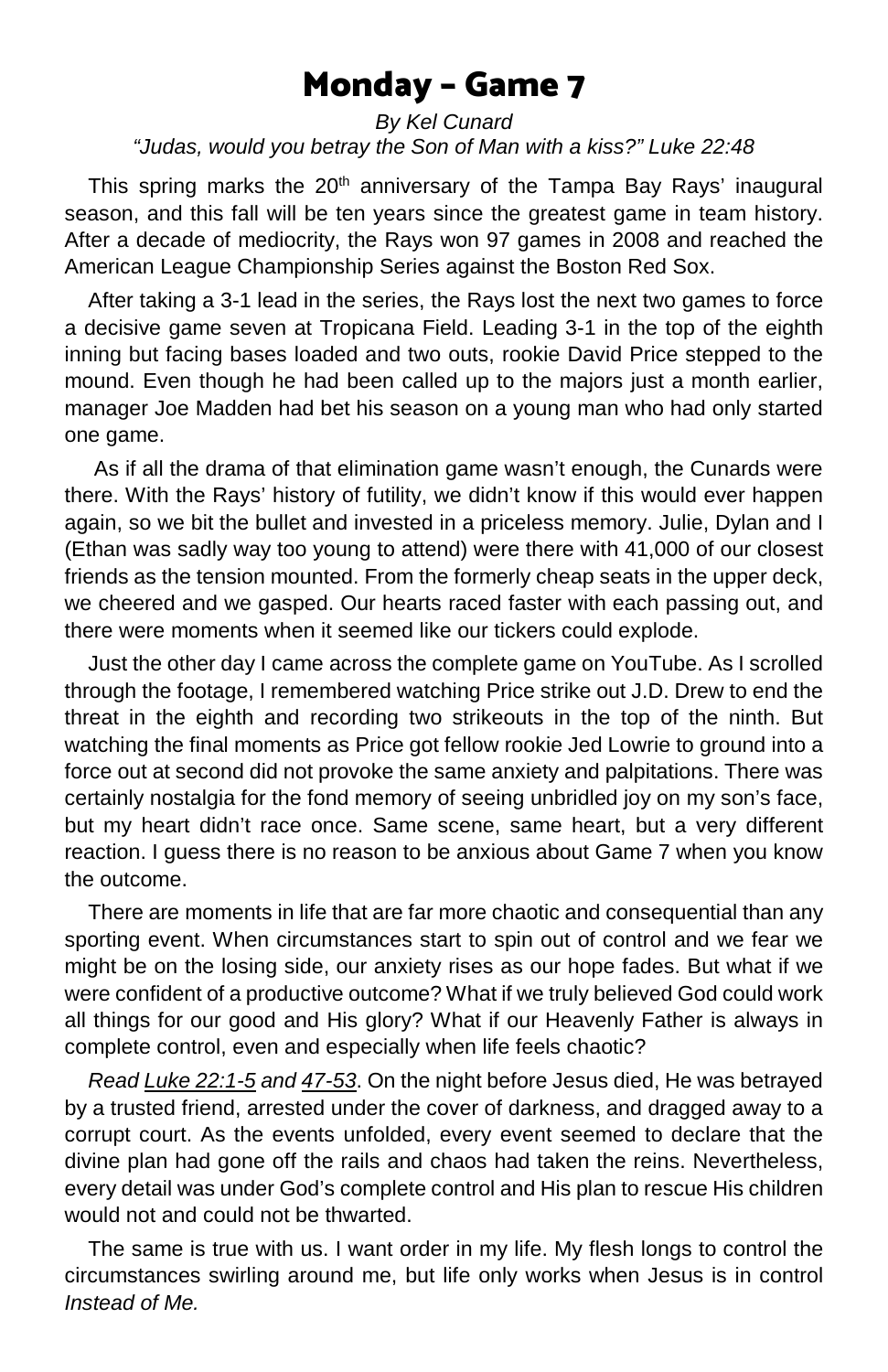# Monday - Game 7

*By Kel Cunard*

*"Judas, would you betray the Son of Man with a kiss?" Luke 22:48*

This spring marks the 20th anniversary of the Tampa Bay Rays' inaugural season, and this fall will be ten years since the greatest game in team history. After a decade of mediocrity, the Rays won 97 games in 2008 and reached the American League Championship Series against the Boston Red Sox.

After taking a 3-1 lead in the series, the Rays lost the next two games to force a decisive game seven at Tropicana Field. Leading 3-1 in the top of the eighth inning but facing bases loaded and two outs, rookie David Price stepped to the mound. Even though he had been called up to the majors just a month earlier, manager Joe Madden had bet his season on a young man who had only started one game.

As if all the drama of that elimination game wasn't enough, the Cunards were there. With the Rays' history of futility, we didn't know if this would ever happen again, so we bit the bullet and invested in a priceless memory. Julie, Dylan and I (Ethan was sadly way too young to attend) were there with 41,000 of our closest friends as the tension mounted. From the formerly cheap seats in the upper deck, we cheered and we gasped. Our hearts raced faster with each passing out, and there were moments when it seemed like our tickers could explode.

Just the other day I came across the complete game on YouTube. As I scrolled through the footage, I remembered watching Price strike out J.D. Drew to end the threat in the eighth and recording two strikeouts in the top of the ninth. But watching the final moments as Price got fellow rookie Jed Lowrie to ground into a force out at second did not provoke the same anxiety and palpitations. There was certainly nostalgia for the fond memory of seeing unbridled joy on my son's face, but my heart didn't race once. Same scene, same heart, but a very different reaction. I guess there is no reason to be anxious about Game 7 when you know the outcome.

There are moments in life that are far more chaotic and consequential than any sporting event. When circumstances start to spin out of control and we fear we might be on the losing side, our anxiety rises as our hope fades. But what if we were confident of a productive outcome? What if we truly believed God could work all things for our good and His glory? What if our Heavenly Father is always in complete control, even and especially when life feels chaotic?

*Read Luke 22:1-5 and 47-53*. On the night before Jesus died, He was betrayed by a trusted friend, arrested under the cover of darkness, and dragged away to a corrupt court. As the events unfolded, every event seemed to declare that the divine plan had gone off the rails and chaos had taken the reins. Nevertheless, every detail was under God's complete control and His plan to rescue His children would not and could not be thwarted.

The same is true with us. I want order in my life. My flesh longs to control the circumstances swirling around me, but life only works when Jesus is in control *Instead of Me.*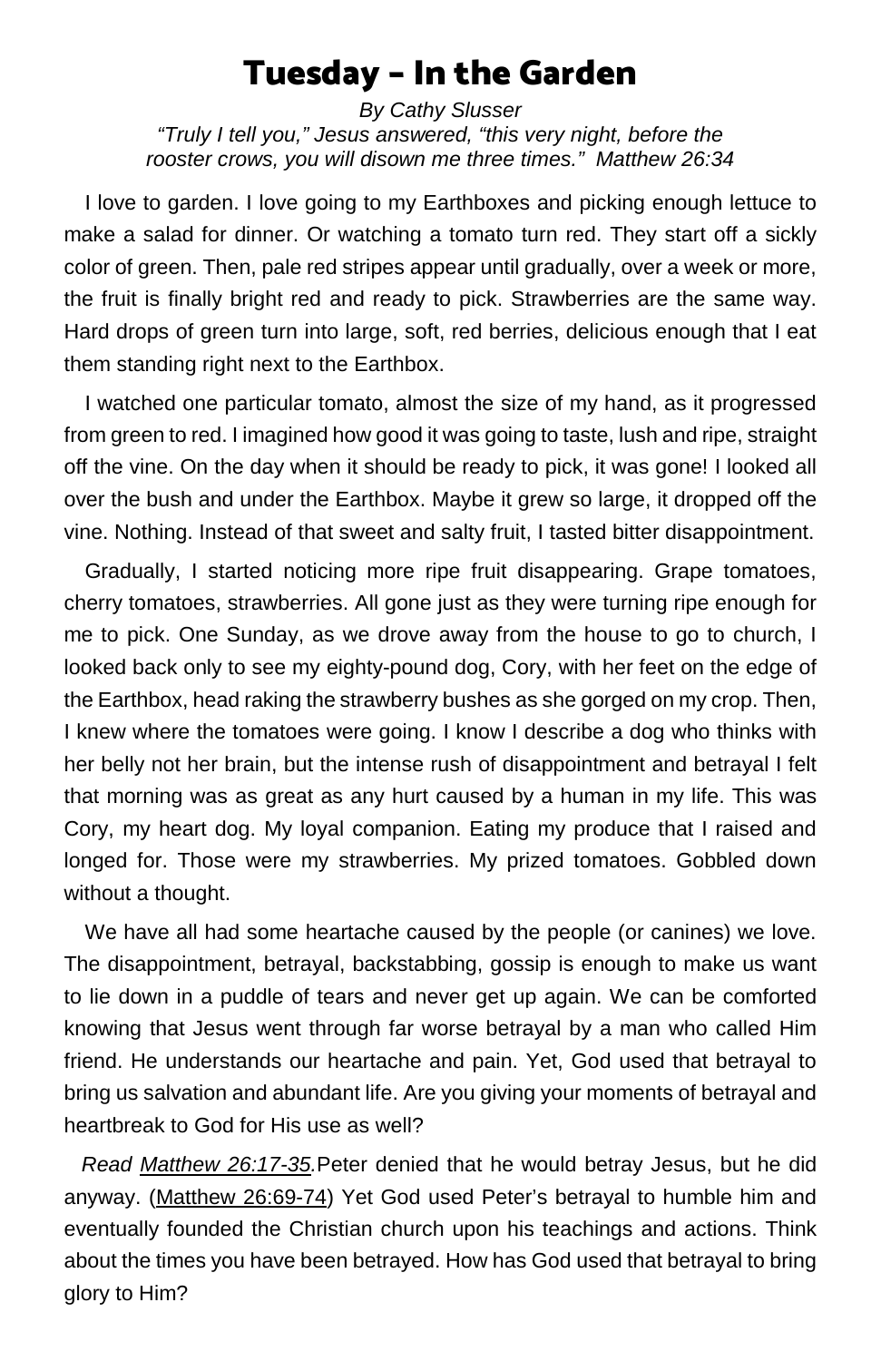# Tuesday - In the Garden

*By Cathy Slusser*

*"Truly I tell you," Jesus answered, "this very night, before the rooster crows, you will disown me three times." Matthew 26:34*

I love to garden. I love going to my Earthboxes and picking enough lettuce to make a salad for dinner. Or watching a tomato turn red. They start off a sickly color of green. Then, pale red stripes appear until gradually, over a week or more, the fruit is finally bright red and ready to pick. Strawberries are the same way. Hard drops of green turn into large, soft, red berries, delicious enough that I eat them standing right next to the Earthbox.

I watched one particular tomato, almost the size of my hand, as it progressed from green to red. I imagined how good it was going to taste, lush and ripe, straight off the vine. On the day when it should be ready to pick, it was gone! I looked all over the bush and under the Earthbox. Maybe it grew so large, it dropped off the vine. Nothing. Instead of that sweet and salty fruit, I tasted bitter disappointment.

Gradually, I started noticing more ripe fruit disappearing. Grape tomatoes, cherry tomatoes, strawberries. All gone just as they were turning ripe enough for me to pick. One Sunday, as we drove away from the house to go to church, I looked back only to see my eighty-pound dog, Cory, with her feet on the edge of the Earthbox, head raking the strawberry bushes as she gorged on my crop. Then, I knew where the tomatoes were going. I know I describe a dog who thinks with her belly not her brain, but the intense rush of disappointment and betrayal I felt that morning was as great as any hurt caused by a human in my life. This was Cory, my heart dog. My loyal companion. Eating my produce that I raised and longed for. Those were my strawberries. My prized tomatoes. Gobbled down without a thought.

We have all had some heartache caused by the people (or canines) we love. The disappointment, betrayal, backstabbing, gossip is enough to make us want to lie down in a puddle of tears and never get up again. We can be comforted knowing that Jesus went through far worse betrayal by a man who called Him friend. He understands our heartache and pain. Yet, God used that betrayal to bring us salvation and abundant life. Are you giving your moments of betrayal and heartbreak to God for His use as well?

*Read Matthew 26:17-35.* Peter denied that he would betray Jesus, but he did anyway. (Matthew 26:69-74) Yet God used Peter's betrayal to humble him and eventually founded the Christian church upon his teachings and actions. Think about the times you have been betrayed. How has God used that betrayal to bring glory to Him?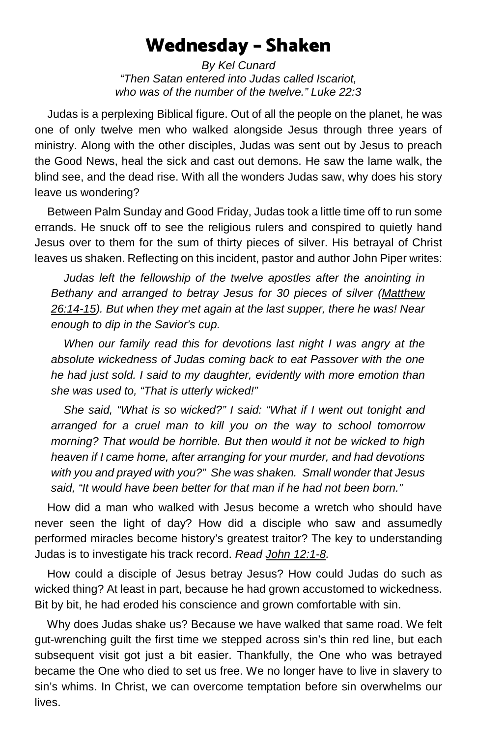# Wednesday - Shaken

*By Kel Cunard*
*"Then Satan entered into Judas called Iscariot, who was of the number of the twelve." Luke 22:3*

Judas is a perplexing Biblical figure. Out of all the people on the planet, he was one of only twelve men who walked alongside Jesus through three years of ministry. Along with the other disciples, Judas was sent out by Jesus to preach the Good News, heal the sick and cast out demons. He saw the lame walk, the blind see, and the dead rise. With all the wonders Judas saw, why does his story leave us wondering?

Between Palm Sunday and Good Friday, Judas took a little time off to run some errands. He snuck off to see the religious rulers and conspired to quietly hand Jesus over to them for the sum of thirty pieces of silver. His betrayal of Christ leaves us shaken. Reflecting on this incident, pastor and author John Piper writes:

> *Judas left the fellowship of the twelve apostles after the anointing in Bethany and arranged to betray Jesus for 30 pieces of silver (Matthew 26:14-15). But when they met again at the last supper, there he was! Near enough to dip in the Savior's cup.*
>
> *When our family read this for devotions last night I was angry at the absolute wickedness of Judas coming back to eat Passover with the one he had just sold. I said to my daughter, evidently with more emotion than she was used to, "That is utterly wicked!"*
>
> *She said, "What is so wicked?" I said: "What if I went out tonight and arranged for a cruel man to kill you on the way to school tomorrow morning? That would be horrible. But then would it not be wicked to high heaven if I came home, after arranging for your murder, and had devotions with you and prayed with you?" She was shaken. Small wonder that Jesus said, "It would have been better for that man if he had not been born."*

How did a man who walked with Jesus become a wretch who should have never seen the light of day? How did a disciple who saw and assumedly performed miracles become history's greatest traitor? The key to understanding Judas is to investigate his track record. *Read John 12:1-8.*

How could a disciple of Jesus betray Jesus? How could Judas do such as wicked thing? At least in part, because he had grown accustomed to wickedness. Bit by bit, he had eroded his conscience and grown comfortable with sin.

Why does Judas shake us? Because we have walked that same road. We felt gut-wrenching guilt the first time we stepped across sin's thin red line, but each subsequent visit got just a bit easier. Thankfully, the One who was betrayed became the One who died to set us free. We no longer have to live in slavery to sin's whims. In Christ, we can overcome temptation before sin overwhelms our lives.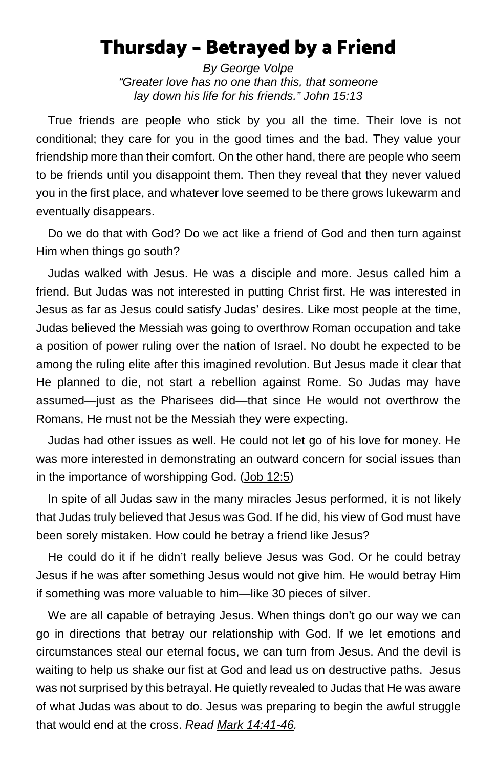# Thursday – Betrayed by a Friend

*By George Volpe*
*"Greater love has no one than this, that someone lay down his life for his friends." John 15:13*

True friends are people who stick by you all the time. Their love is not conditional; they care for you in the good times and the bad. They value your friendship more than their comfort. On the other hand, there are people who seem to be friends until you disappoint them. Then they reveal that they never valued you in the first place, and whatever love seemed to be there grows lukewarm and eventually disappears.

Do we do that with God? Do we act like a friend of God and then turn against Him when things go south?

Judas walked with Jesus. He was a disciple and more. Jesus called him a friend. But Judas was not interested in putting Christ first. He was interested in Jesus as far as Jesus could satisfy Judas' desires. Like most people at the time, Judas believed the Messiah was going to overthrow Roman occupation and take a position of power ruling over the nation of Israel. No doubt he expected to be among the ruling elite after this imagined revolution. But Jesus made it clear that He planned to die, not start a rebellion against Rome. So Judas may have assumed—just as the Pharisees did—that since He would not overthrow the Romans, He must not be the Messiah they were expecting.

Judas had other issues as well. He could not let go of his love for money. He was more interested in demonstrating an outward concern for social issues than in the importance of worshipping God. (Job 12:5)

In spite of all Judas saw in the many miracles Jesus performed, it is not likely that Judas truly believed that Jesus was God. If he did, his view of God must have been sorely mistaken. How could he betray a friend like Jesus?

He could do it if he didn't really believe Jesus was God. Or he could betray Jesus if he was after something Jesus would not give him. He would betray Him if something was more valuable to him—like 30 pieces of silver.

We are all capable of betraying Jesus. When things don't go our way we can go in directions that betray our relationship with God. If we let emotions and circumstances steal our eternal focus, we can turn from Jesus. And the devil is waiting to help us shake our fist at God and lead us on destructive paths. Jesus was not surprised by this betrayal. He quietly revealed to Judas that He was aware of what Judas was about to do. Jesus was preparing to begin the awful struggle that would end at the cross. *Read Mark 14:41-46.*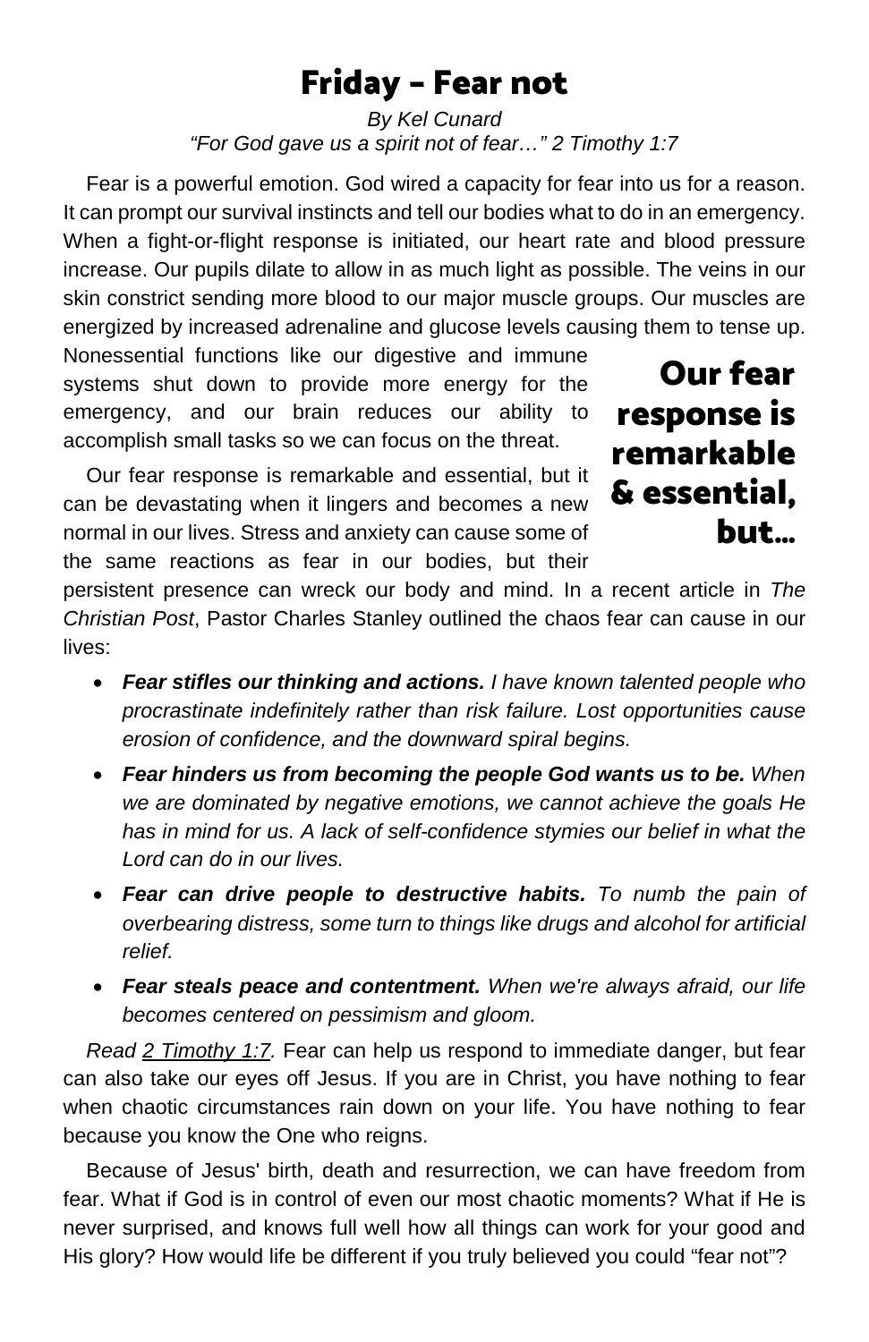# Friday - Fear not

*By Kel Cunard*

*"For God gave us a spirit not of fear…" 2 Timothy 1:7*

Fear is a powerful emotion. God wired a capacity for fear into us for a reason. It can prompt our survival instincts and tell our bodies what to do in an emergency. When a fight-or-flight response is initiated, our heart rate and blood pressure increase. Our pupils dilate to allow in as much light as possible. The veins in our skin constrict sending more blood to our major muscle groups. Our muscles are energized by increased adrenaline and glucose levels causing them to tense up. Nonessential functions like our digestive and immune systems shut down to provide more energy for the emergency, and our brain reduces our ability to accomplish small tasks so we can focus on the threat.

**Our fear response is remarkable & essential, but…**

Our fear response is remarkable and essential, but it can be devastating when it lingers and becomes a new normal in our lives. Stress and anxiety can cause some of the same reactions as fear in our bodies, but their persistent presence can wreck our body and mind. In a recent article in *The Christian Post*, Pastor Charles Stanley outlined the chaos fear can cause in our lives:

- ***Fear stifles our thinking and actions.*** *I have known talented people who procrastinate indefinitely rather than risk failure. Lost opportunities cause erosion of confidence, and the downward spiral begins.*
- ***Fear hinders us from becoming the people God wants us to be.*** *When we are dominated by negative emotions, we cannot achieve the goals He has in mind for us. A lack of self-confidence stymies our belief in what the Lord can do in our lives.*
- ***Fear can drive people to destructive habits.*** *To numb the pain of overbearing distress, some turn to things like drugs and alcohol for artificial relief.*
- ***Fear steals peace and contentment.*** *When we're always afraid, our life becomes centered on pessimism and gloom.*

*Read 2 Timothy 1:7.* Fear can help us respond to immediate danger, but fear can also take our eyes off Jesus. If you are in Christ, you have nothing to fear when chaotic circumstances rain down on your life. You have nothing to fear because you know the One who reigns.

Because of Jesus' birth, death and resurrection, we can have freedom from fear. What if God is in control of even our most chaotic moments? What if He is never surprised, and knows full well how all things can work for your good and His glory? How would life be different if you truly believed you could "fear not"?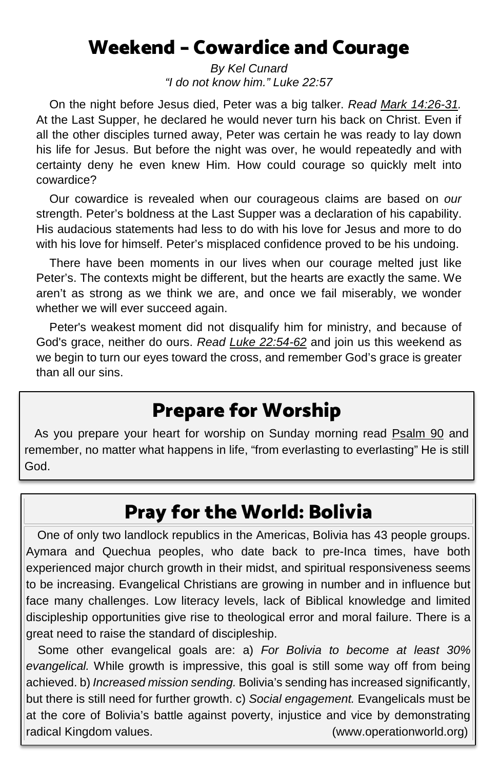# Weekend – Cowardice and Courage

*By Kel Cunard*
*"I do not know him." Luke 22:57*

On the night before Jesus died, Peter was a big talker. *Read Mark 14:26-31.* At the Last Supper, he declared he would never turn his back on Christ. Even if all the other disciples turned away, Peter was certain he was ready to lay down his life for Jesus. But before the night was over, he would repeatedly and with certainty deny he even knew Him. How could courage so quickly melt into cowardice?

Our cowardice is revealed when our courageous claims are based on *our* strength. Peter's boldness at the Last Supper was a declaration of his capability. His audacious statements had less to do with his love for Jesus and more to do with his love for himself. Peter's misplaced confidence proved to be his undoing.

There have been moments in our lives when our courage melted just like Peter's. The contexts might be different, but the hearts are exactly the same. We aren't as strong as we think we are, and once we fail miserably, we wonder whether we will ever succeed again.

Peter's weakest moment did not disqualify him for ministry, and because of God's grace, neither do ours. *Read Luke 22:54-62* and join us this weekend as we begin to turn our eyes toward the cross, and remember God's grace is greater than all our sins.

## Prepare for Worship

As you prepare your heart for worship on Sunday morning read Psalm 90 and remember, no matter what happens in life, "from everlasting to everlasting" He is still God.

## Pray for the World: Bolivia

One of only two landlock republics in the Americas, Bolivia has 43 people groups. Aymara and Quechua peoples, who date back to pre-Inca times, have both experienced major church growth in their midst, and spiritual responsiveness seems to be increasing. Evangelical Christians are growing in number and in influence but face many challenges. Low literacy levels, lack of Biblical knowledge and limited discipleship opportunities give rise to theological error and moral failure. There is a great need to raise the standard of discipleship.

Some other evangelical goals are: a) *For Bolivia to become at least 30% evangelical.* While growth is impressive, this goal is still some way off from being achieved. b) *Increased mission sending.* Bolivia's sending has increased significantly, but there is still need for further growth. c) *Social engagement.* Evangelicals must be at the core of Bolivia's battle against poverty, injustice and vice by demonstrating radical Kingdom values. (www.operationworld.org)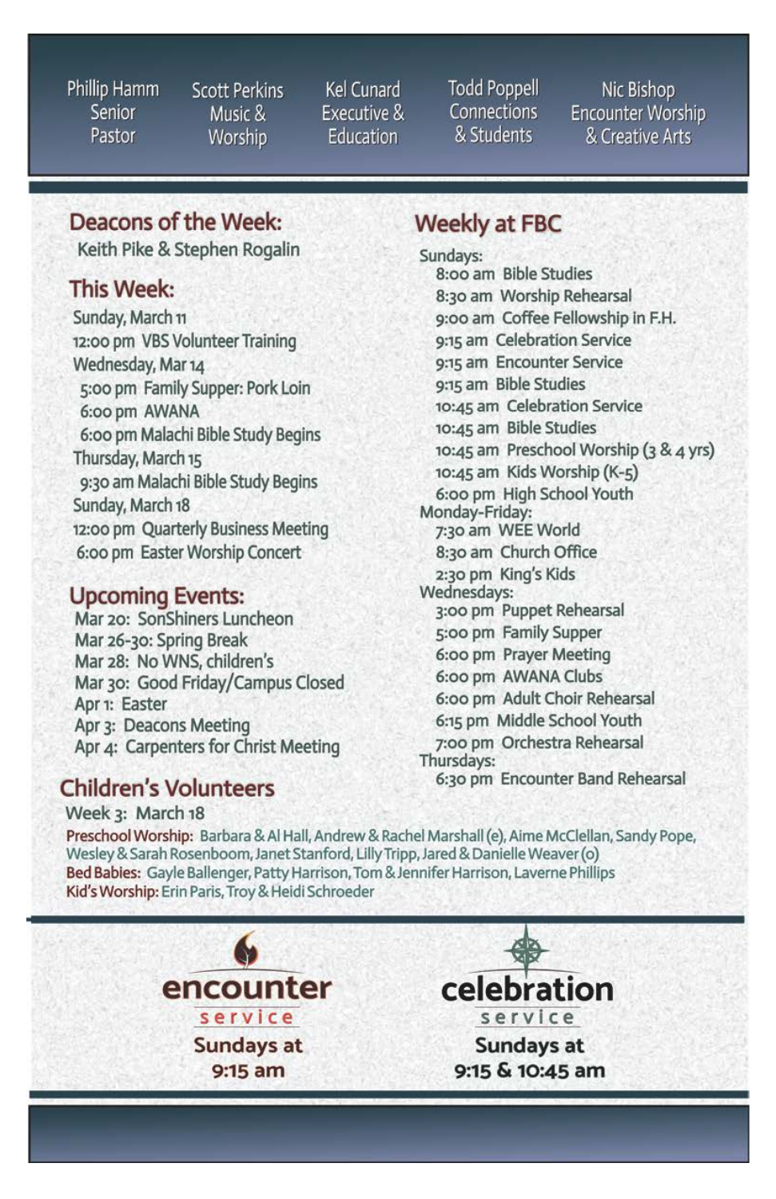| Phillip Hamm | Scott Perkins | Kel Cunard | Todd Poppell | Nic Bishop |
|---|---|---|---|---|
| Senior Pastor | Music & Worship | Executive & Education | Connections & Students | Encounter Worship & Creative Arts |

## Deacons of the Week:

Keith Pike & Stephen Rogalin

## This Week:

Sunday, March 11
12:00 pm VBS Volunteer Training
Wednesday, Mar 14
5:00 pm Family Supper: Pork Loin
6:00 pm AWANA
6:00 pm Malachi Bible Study Begins
Thursday, March 15
9:30 am Malachi Bible Study Begins
Sunday, March 18
12:00 pm Quarterly Business Meeting
6:00 pm Easter Worship Concert

## Upcoming Events:

Mar 20: SonShiners Luncheon
Mar 26-30: Spring Break
Mar 28: No WNS, children's
Mar 30: Good Friday/Campus Closed
Apr 1: Easter
Apr 3: Deacons Meeting
Apr 4: Carpenters for Christ Meeting

## Weekly at FBC

Sundays:
8:00 am Bible Studies
8:30 am Worship Rehearsal
9:00 am Coffee Fellowship in F.H.
9:15 am Celebration Service
9:15 am Encounter Service
9:15 am Bible Studies
10:45 am Celebration Service
10:45 am Bible Studies
10:45 am Preschool Worship (3 & 4 yrs)
10:45 am Kids Worship (K-5)
6:00 pm High School Youth
Monday-Friday:
7:30 am WEE World
8:30 am Church Office
2:30 pm King's Kids
Wednesdays:
3:00 pm Puppet Rehearsal
5:00 pm Family Supper
6:00 pm Prayer Meeting
6:00 pm AWANA Clubs
6:00 pm Adult Choir Rehearsal
6:15 pm Middle School Youth
7:00 pm Orchestra Rehearsal
Thursdays:
6:30 pm Encounter Band Rehearsal

## Children's Volunteers

Week 3: March 18

**Preschool Worship:** Barbara & Al Hall, Andrew & Rachel Marshall (e), Aime McClellan, Sandy Pope, Wesley & Sarah Rosenboom, Janet Stanford, Lilly Tripp, Jared & Danielle Weaver (o)
**Bed Babies:** Gayle Ballenger, Patty Harrison, Tom & Jennifer Harrison, Laverne Phillips
**Kid's Worship:** Erin Paris, Troy & Heidi Schroeder

**encounter service**
Sundays at 9:15 am

**celebration service**
Sundays at 9:15 & 10:45 am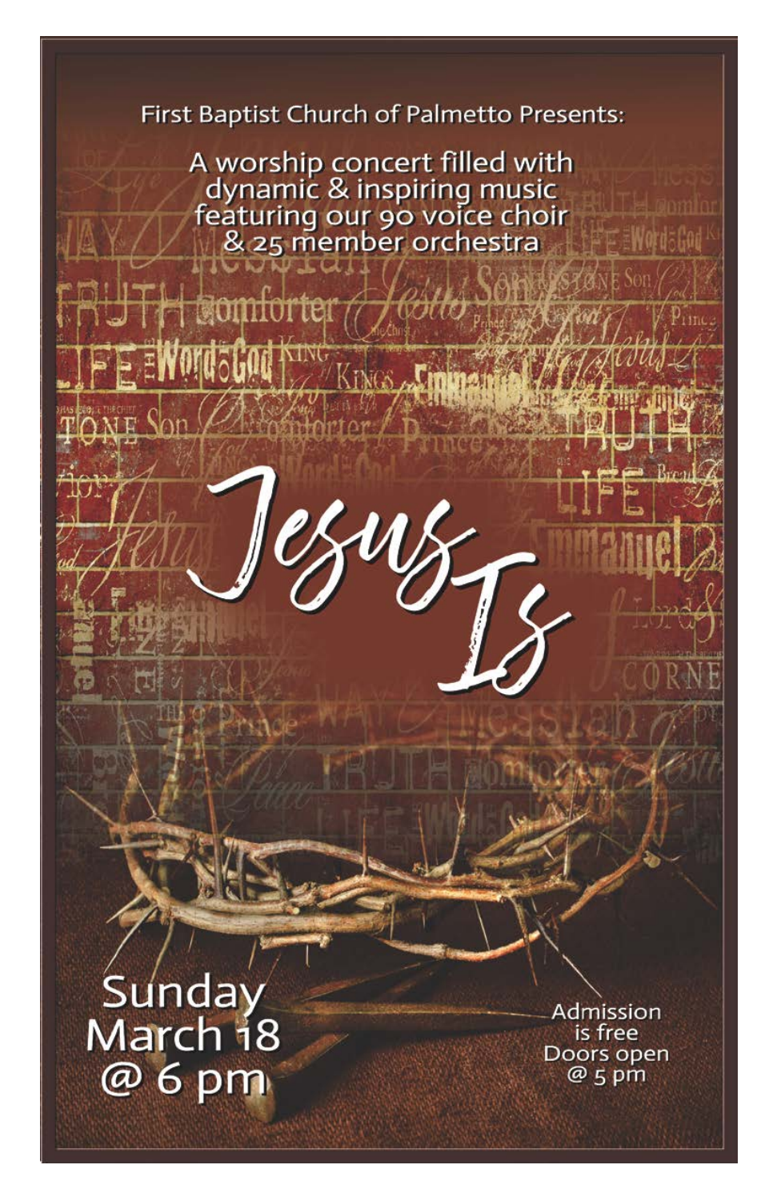First Baptist Church of Palmetto Presents:

A worship concert filled with dynamic & inspiring music featuring our 90 voice choir & 25 member orchestra

# Jesus Is

**Sunday March 18 @ 6 pm**

Admission is free
Doors open @ 5 pm